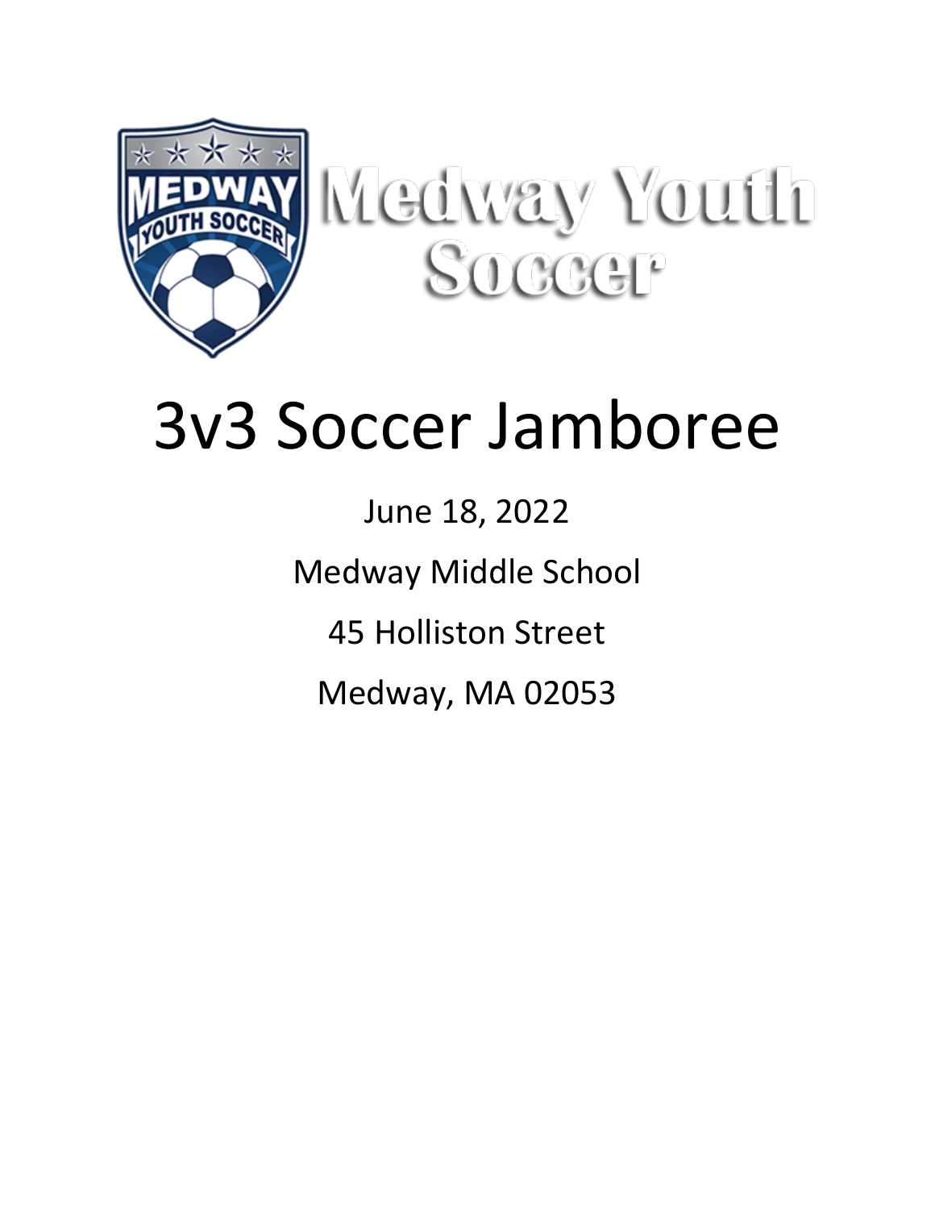Medway Youth Soccer

# 3v3 Soccer Jamboree

June 18, 2022

Medway Middle School

45 Holliston Street

Medway, MA 02053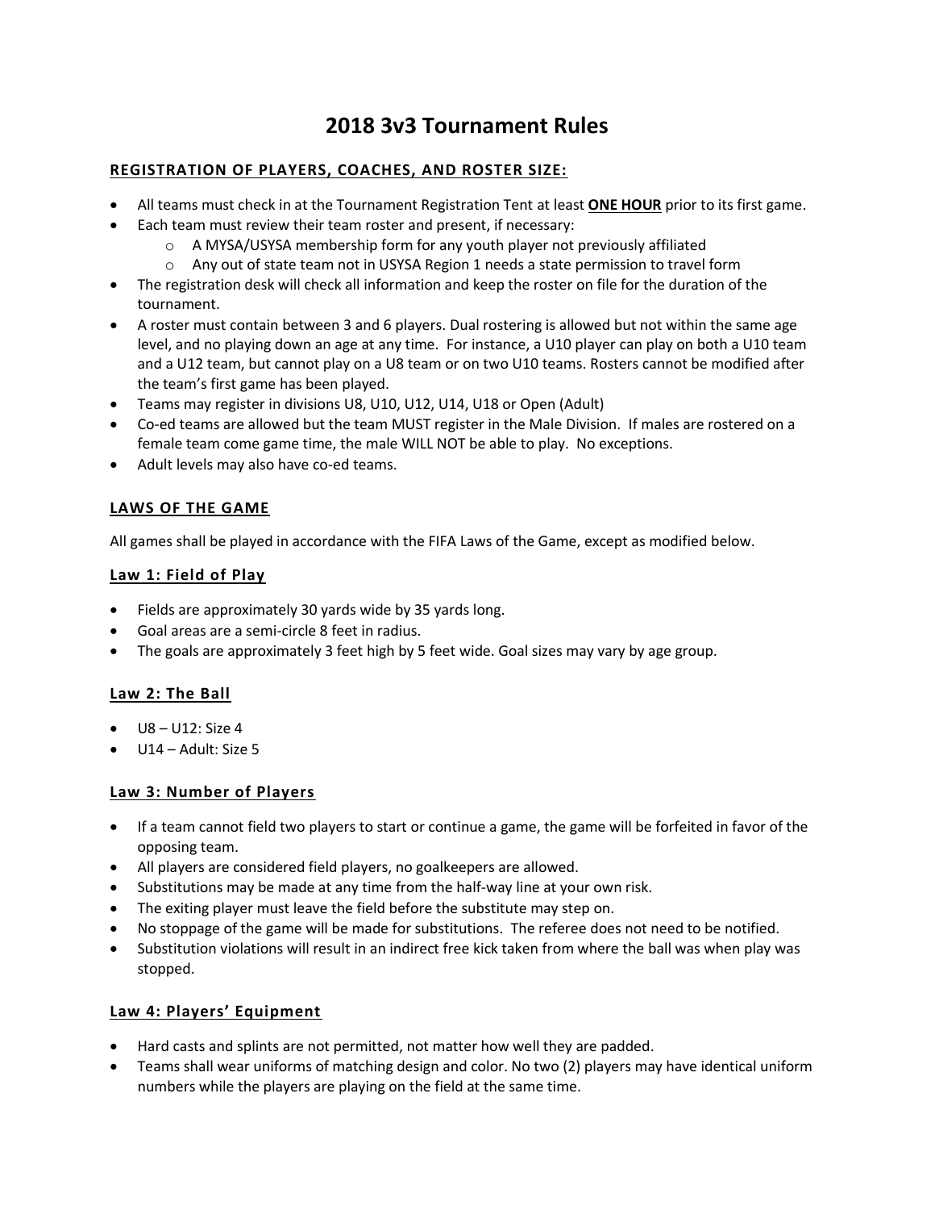# 2018 3v3 Tournament Rules

## REGISTRATION OF PLAYERS, COACHES, AND ROSTER SIZE:

- All teams must check in at the Tournament Registration Tent at least **ONE HOUR** prior to its first game.
- Each team must review their team roster and present, if necessary:
  - A MYSA/USYSA membership form for any youth player not previously affiliated
  - Any out of state team not in USYSA Region 1 needs a state permission to travel form
- The registration desk will check all information and keep the roster on file for the duration of the tournament.
- A roster must contain between 3 and 6 players. Dual rostering is allowed but not within the same age level, and no playing down an age at any time. For instance, a U10 player can play on both a U10 team and a U12 team, but cannot play on a U8 team or on two U10 teams. Rosters cannot be modified after the team's first game has been played.
- Teams may register in divisions U8, U10, U12, U14, U18 or Open (Adult)
- Co-ed teams are allowed but the team MUST register in the Male Division. If males are rostered on a female team come game time, the male WILL NOT be able to play. No exceptions.
- Adult levels may also have co-ed teams.

## LAWS OF THE GAME

All games shall be played in accordance with the FIFA Laws of the Game, except as modified below.

### Law 1: Field of Play

- Fields are approximately 30 yards wide by 35 yards long.
- Goal areas are a semi-circle 8 feet in radius.
- The goals are approximately 3 feet high by 5 feet wide. Goal sizes may vary by age group.

### Law 2: The Ball

- U8 – U12: Size 4
- U14 – Adult: Size 5

### Law 3: Number of Players

- If a team cannot field two players to start or continue a game, the game will be forfeited in favor of the opposing team.
- All players are considered field players, no goalkeepers are allowed.
- Substitutions may be made at any time from the half-way line at your own risk.
- The exiting player must leave the field before the substitute may step on.
- No stoppage of the game will be made for substitutions. The referee does not need to be notified.
- Substitution violations will result in an indirect free kick taken from where the ball was when play was stopped.

### Law 4: Players' Equipment

- Hard casts and splints are not permitted, not matter how well they are padded.
- Teams shall wear uniforms of matching design and color. No two (2) players may have identical uniform numbers while the players are playing on the field at the same time.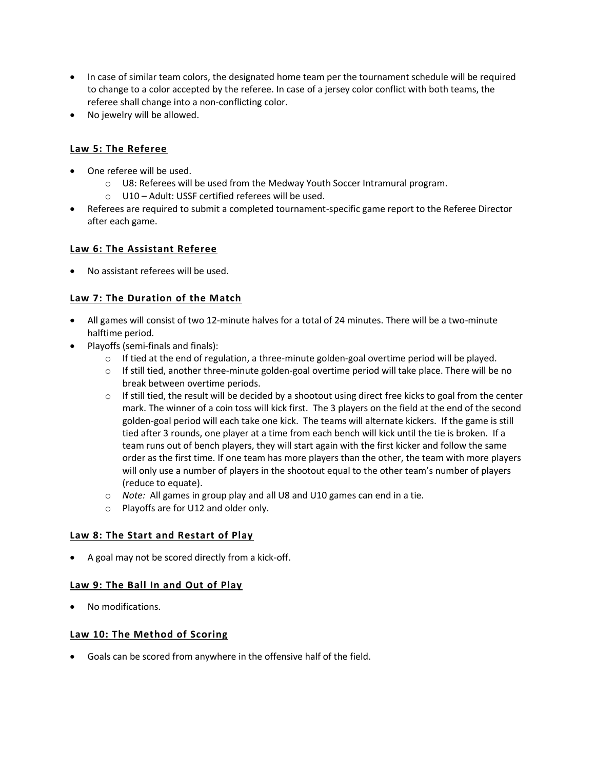- In case of similar team colors, the designated home team per the tournament schedule will be required to change to a color accepted by the referee. In case of a jersey color conflict with both teams, the referee shall change into a non-conflicting color.
- No jewelry will be allowed.

### **Law 5: The Referee**

- One referee will be used.
    - U8: Referees will be used from the Medway Youth Soccer Intramural program.
    - U10 – Adult: USSF certified referees will be used.
- Referees are required to submit a completed tournament-specific game report to the Referee Director after each game.

### **Law 6: The Assistant Referee**

- No assistant referees will be used.

### **Law 7: The Duration of the Match**

- All games will consist of two 12-minute halves for a total of 24 minutes. There will be a two-minute halftime period.
- Playoffs (semi-finals and finals):
    - If tied at the end of regulation, a three-minute golden-goal overtime period will be played.
    - If still tied, another three-minute golden-goal overtime period will take place. There will be no break between overtime periods.
    - If still tied, the result will be decided by a shootout using direct free kicks to goal from the center mark. The winner of a coin toss will kick first. The 3 players on the field at the end of the second golden-goal period will each take one kick. The teams will alternate kickers. If the game is still tied after 3 rounds, one player at a time from each bench will kick until the tie is broken. If a team runs out of bench players, they will start again with the first kicker and follow the same order as the first time. If one team has more players than the other, the team with more players will only use a number of players in the shootout equal to the other team's number of players (reduce to equate).
    - *Note:* All games in group play and all U8 and U10 games can end in a tie.
    - Playoffs are for U12 and older only.

### **Law 8: The Start and Restart of Play**

- A goal may not be scored directly from a kick-off.

### **Law 9: The Ball In and Out of Play**

- No modifications.

### **Law 10: The Method of Scoring**

- Goals can be scored from anywhere in the offensive half of the field.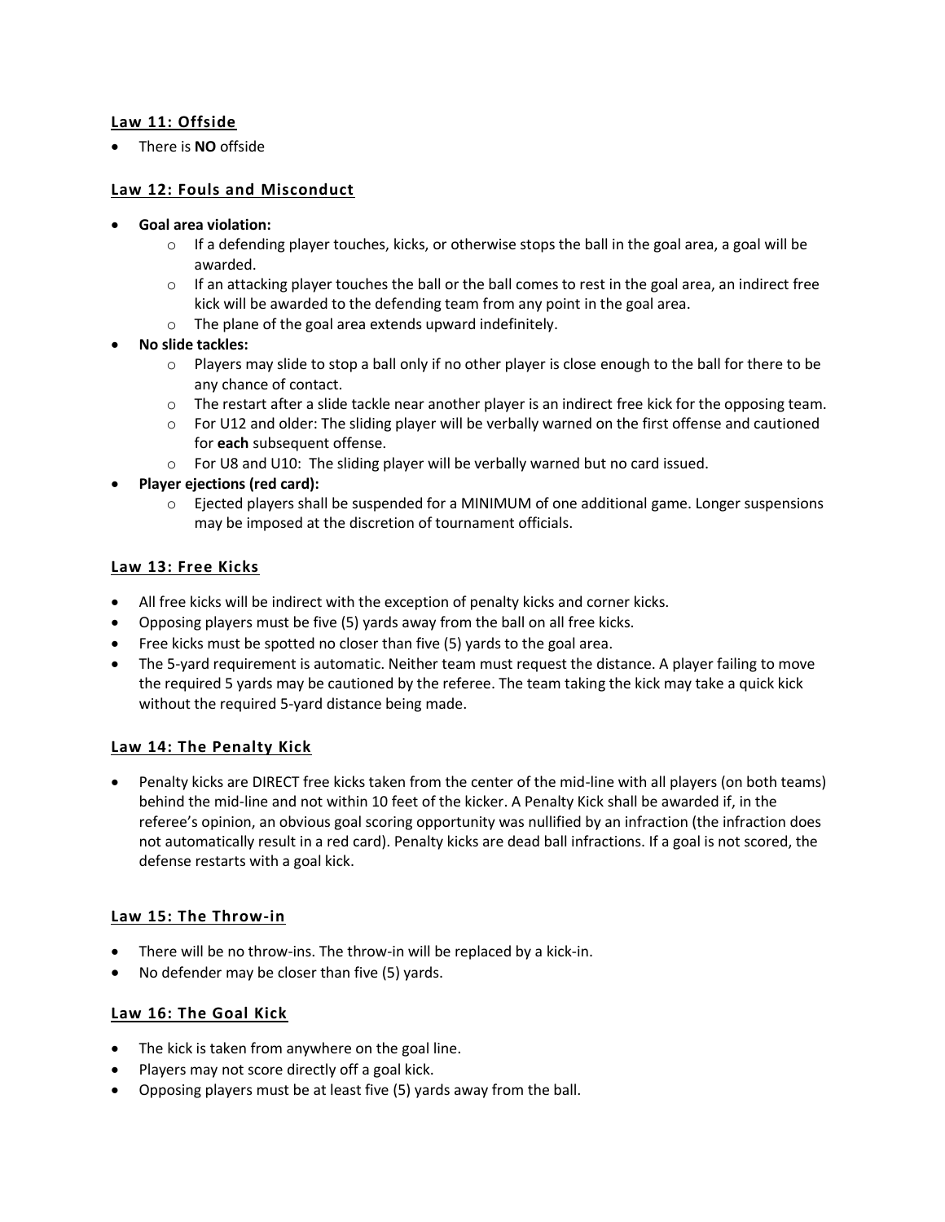## Law 11: Offside

- There is **NO** offside

## Law 12: Fouls and Misconduct

- **Goal area violation:**
  - If a defending player touches, kicks, or otherwise stops the ball in the goal area, a goal will be awarded.
  - If an attacking player touches the ball or the ball comes to rest in the goal area, an indirect free kick will be awarded to the defending team from any point in the goal area.
  - The plane of the goal area extends upward indefinitely.
- **No slide tackles:**
  - Players may slide to stop a ball only if no other player is close enough to the ball for there to be any chance of contact.
  - The restart after a slide tackle near another player is an indirect free kick for the opposing team.
  - For U12 and older: The sliding player will be verbally warned on the first offense and cautioned for **each** subsequent offense.
  - For U8 and U10: The sliding player will be verbally warned but no card issued.
- **Player ejections (red card):**
  - Ejected players shall be suspended for a MINIMUM of one additional game. Longer suspensions may be imposed at the discretion of tournament officials.

## Law 13: Free Kicks

- All free kicks will be indirect with the exception of penalty kicks and corner kicks.
- Opposing players must be five (5) yards away from the ball on all free kicks.
- Free kicks must be spotted no closer than five (5) yards to the goal area.
- The 5-yard requirement is automatic. Neither team must request the distance. A player failing to move the required 5 yards may be cautioned by the referee. The team taking the kick may take a quick kick without the required 5-yard distance being made.

## Law 14: The Penalty Kick

- Penalty kicks are DIRECT free kicks taken from the center of the mid-line with all players (on both teams) behind the mid-line and not within 10 feet of the kicker. A Penalty Kick shall be awarded if, in the referee's opinion, an obvious goal scoring opportunity was nullified by an infraction (the infraction does not automatically result in a red card). Penalty kicks are dead ball infractions. If a goal is not scored, the defense restarts with a goal kick.

## Law 15: The Throw-in

- There will be no throw-ins. The throw-in will be replaced by a kick-in.
- No defender may be closer than five (5) yards.

## Law 16: The Goal Kick

- The kick is taken from anywhere on the goal line.
- Players may not score directly off a goal kick.
- Opposing players must be at least five (5) yards away from the ball.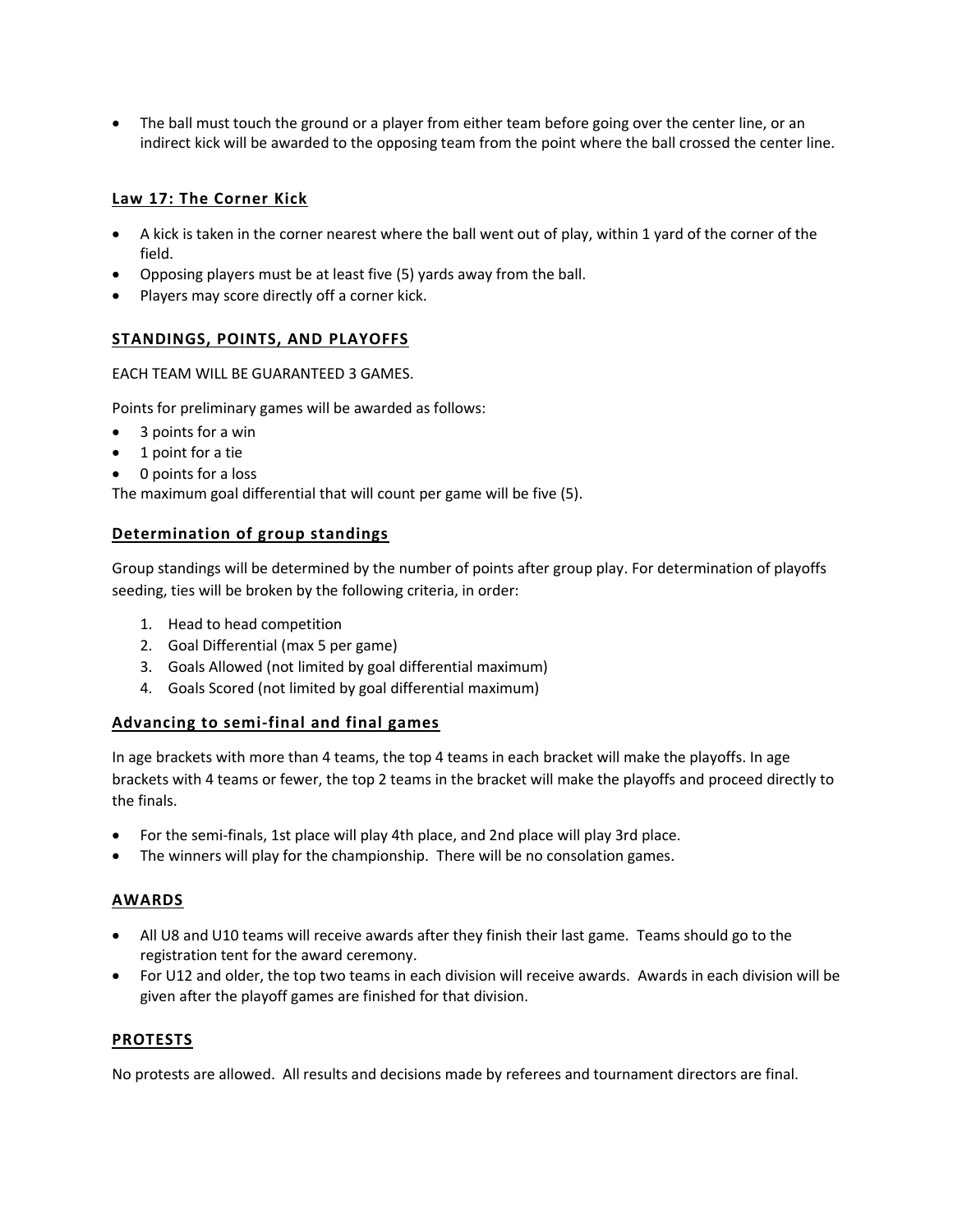- The ball must touch the ground or a player from either team before going over the center line, or an indirect kick will be awarded to the opposing team from the point where the ball crossed the center line.

## **Law 17: The Corner Kick**

- A kick is taken in the corner nearest where the ball went out of play, within 1 yard of the corner of the field.
- Opposing players must be at least five (5) yards away from the ball.
- Players may score directly off a corner kick.

## **STANDINGS, POINTS, AND PLAYOFFS**

EACH TEAM WILL BE GUARANTEED 3 GAMES.

Points for preliminary games will be awarded as follows:

- 3 points for a win
- 1 point for a tie
- 0 points for a loss

The maximum goal differential that will count per game will be five (5).

### **Determination of group standings**

Group standings will be determined by the number of points after group play. For determination of playoffs seeding, ties will be broken by the following criteria, in order:

1. Head to head competition
2. Goal Differential (max 5 per game)
3. Goals Allowed (not limited by goal differential maximum)
4. Goals Scored (not limited by goal differential maximum)

### **Advancing to semi-final and final games**

In age brackets with more than 4 teams, the top 4 teams in each bracket will make the playoffs. In age brackets with 4 teams or fewer, the top 2 teams in the bracket will make the playoffs and proceed directly to the finals.

- For the semi-finals, 1st place will play 4th place, and 2nd place will play 3rd place.
- The winners will play for the championship. There will be no consolation games.

## **AWARDS**

- All U8 and U10 teams will receive awards after they finish their last game. Teams should go to the registration tent for the award ceremony.
- For U12 and older, the top two teams in each division will receive awards. Awards in each division will be given after the playoff games are finished for that division.

## **PROTESTS**

No protests are allowed. All results and decisions made by referees and tournament directors are final.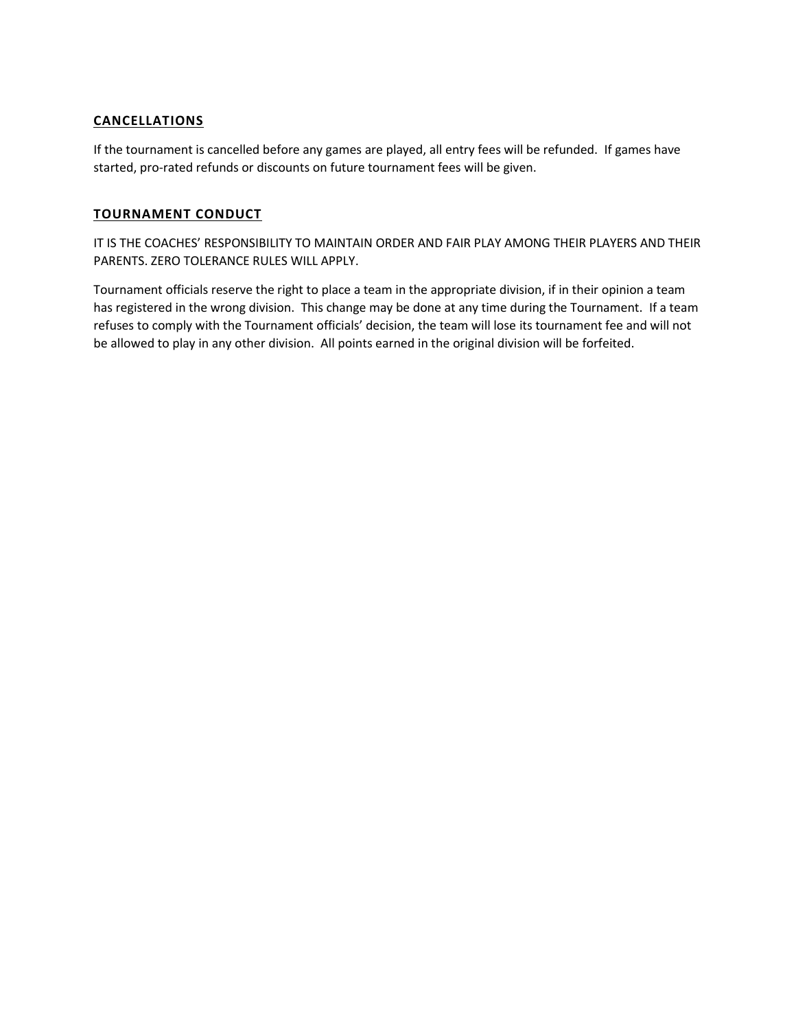## CANCELLATIONS

If the tournament is cancelled before any games are played, all entry fees will be refunded. If games have started, pro-rated refunds or discounts on future tournament fees will be given.

## TOURNAMENT CONDUCT

IT IS THE COACHES' RESPONSIBILITY TO MAINTAIN ORDER AND FAIR PLAY AMONG THEIR PLAYERS AND THEIR PARENTS. ZERO TOLERANCE RULES WILL APPLY.

Tournament officials reserve the right to place a team in the appropriate division, if in their opinion a team has registered in the wrong division. This change may be done at any time during the Tournament. If a team refuses to comply with the Tournament officials' decision, the team will lose its tournament fee and will not be allowed to play in any other division. All points earned in the original division will be forfeited.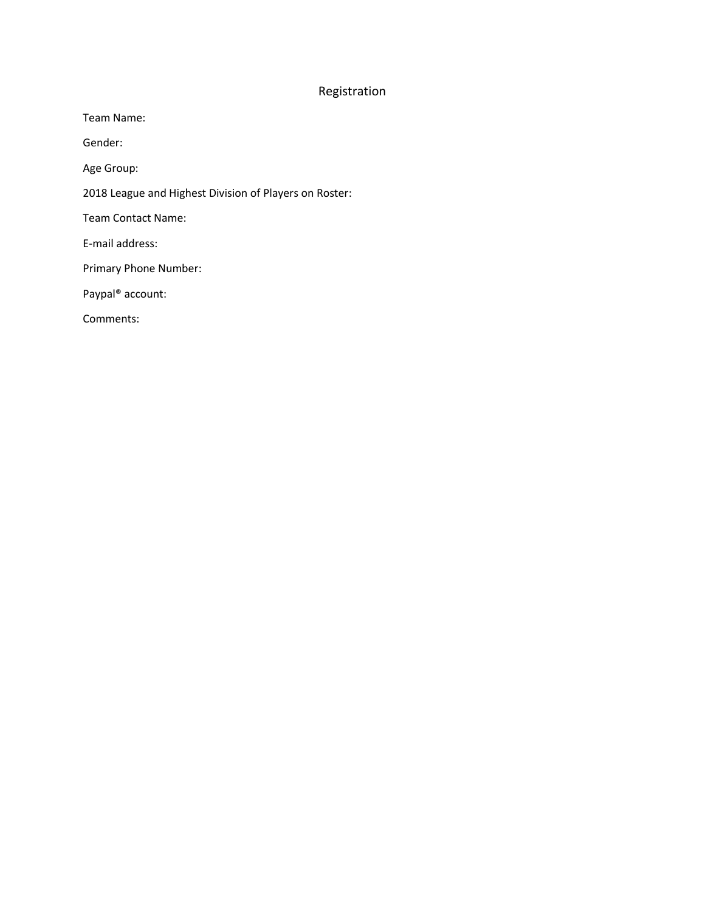# Registration

Team Name:

Gender:

Age Group:

2018 League and Highest Division of Players on Roster:

Team Contact Name:

E-mail address:

Primary Phone Number:

Paypal® account:

Comments: